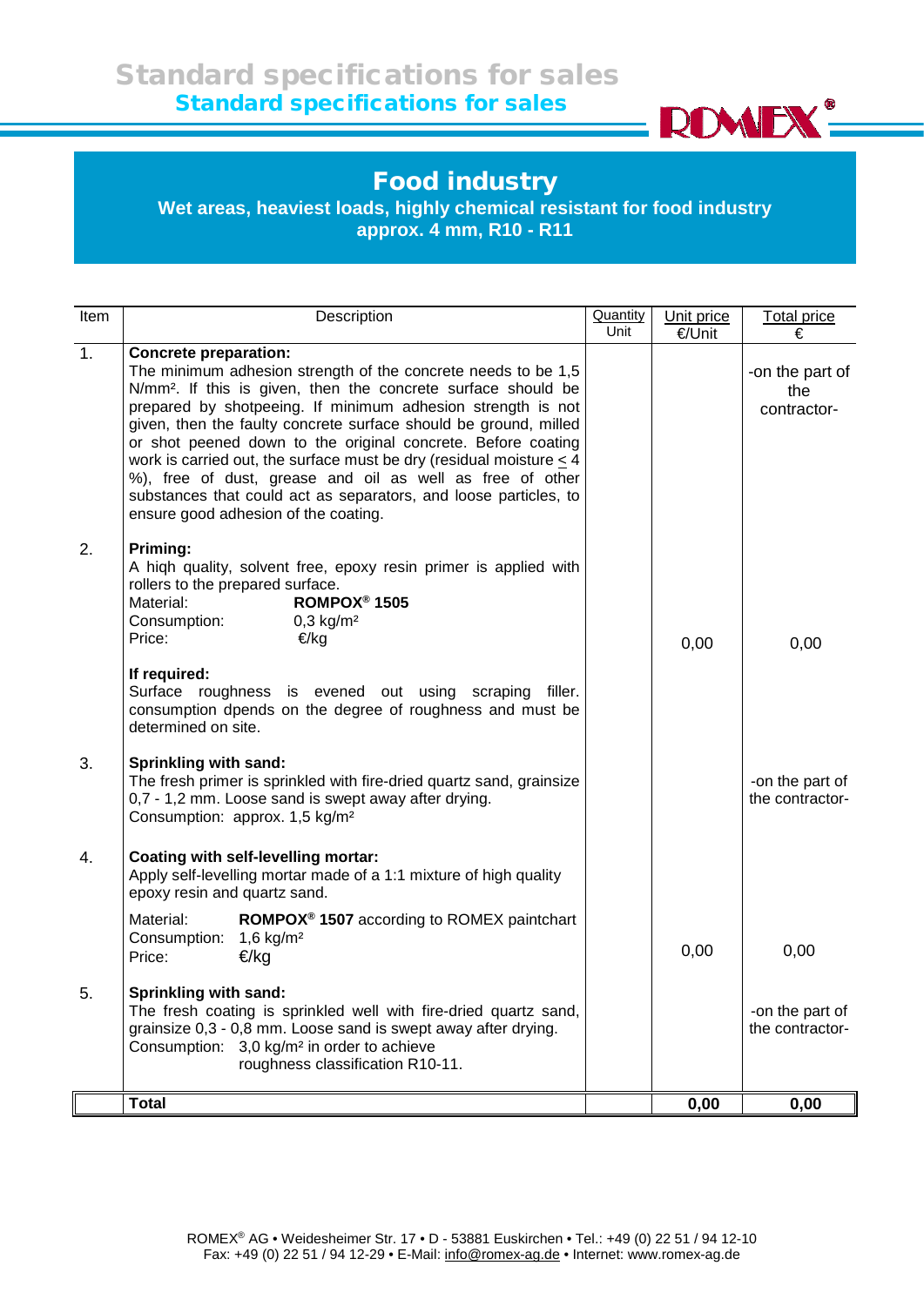# Standard specifications for sales

## Food industry

**Wet areas, heaviest loads, highly chemical resistant for food industry**
**approx. 4 mm, R10 - R11**

| Item | Description | Quantity Unit | Unit price €/Unit | Total price € |
|---|---|---|---|---|
| 1. | **Concrete preparation:**<br>The minimum adhesion strength of the concrete needs to be 1,5 N/mm². If this is given, then the concrete surface should be prepared by shotpeeing. If minimum adhesion strength is not given, then the faulty concrete surface should be ground, milled or shot peened down to the original concrete. Before coating work is carried out, the surface must be dry (residual moisture $\leq$ 4 %), free of dust, grease and oil as well as free of other substances that could act as separators, and loose particles, to ensure good adhesion of the coating. | | | -on the part of the contractor- |
| 2. | **Priming:**<br>A hiqh quality, solvent free, epoxy resin primer is applied with rollers to the prepared surface.<br>Material: **ROMPOX® 1505**<br>Consumption: 0,3 kg/m²<br>Price: €/kg<br><br>**If required:**<br>Surface roughness is evened out using scraping filler. consumption dpends on the degree of roughness and must be determined on site. | | 0,00 | 0,00 |
| 3. | **Sprinkling with sand:**<br>The fresh primer is sprinkled with fire-dried quartz sand, grainsize 0,7 - 1,2 mm. Loose sand is swept away after drying.<br>Consumption: approx. 1,5 kg/m² | | | -on the part of the contractor- |
| 4. | **Coating with self-levelling mortar:**<br>Apply self-levelling mortar made of a 1:1 mixture of high quality epoxy resin and quartz sand.<br>Material: **ROMPOX® 1507** according to ROMEX paintchart<br>Consumption: 1,6 kg/m²<br>Price: €/kg | | 0,00 | 0,00 |
| 5. | **Sprinkling with sand:**<br>The fresh coating is sprinkled well with fire-dried quartz sand, grainsize 0,3 - 0,8 mm. Loose sand is swept away after drying.<br>Consumption: 3,0 kg/m² in order to achieve roughness classification R10-11. | | | -on the part of the contractor- |
| | **Total** | | **0,00** | **0,00** |

ROMEX® AG • Weidesheimer Str. 17 • D - 53881 Euskirchen • Tel.: +49 (0) 22 51 / 94 12-10
Fax: +49 (0) 22 51 / 94 12-29 • E-Mail: info@romex-ag.de • Internet: www.romex-ag.de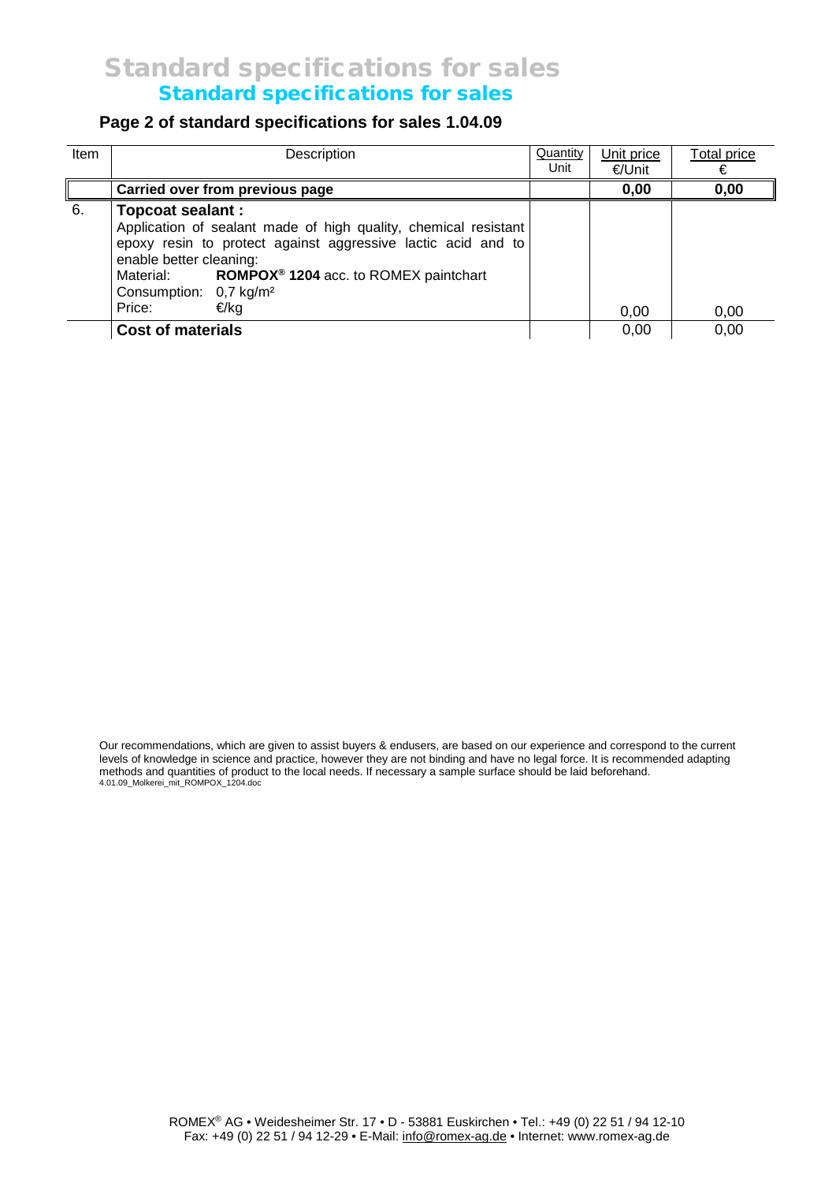# Standard specifications for sales

## Standard specifications for sales

### Page 2 of standard specifications for sales 1.04.09

| Item | Description | Quantity Unit | Unit price €/Unit | Total price € |
|---|---|---|---|---|
| | **Carried over from previous page** | | **0,00** | **0,00** |
| 6. | **Topcoat sealant :** Application of sealant made of high quality, chemical resistant epoxy resin to protect against aggressive lactic acid and to enable better cleaning: Material: **ROMPOX® 1204** acc. to ROMEX paintchart Consumption: 0,7 kg/m² Price: €/kg | | 0,00 | 0,00 |
| | **Cost of materials** | | 0,00 | 0,00 |

Our recommendations, which are given to assist buyers & endusers, are based on our experience and correspond to the current levels of knowledge in science and practice, however they are not binding and have no legal force. It is recommended adapting methods and quantities of product to the local needs. If necessary a sample surface should be laid beforehand.

4.01.09_Molkerei_mit_ROMPOX_1204.doc

ROMEX® AG • Weidesheimer Str. 17 • D - 53881 Euskirchen • Tel.: +49 (0) 22 51 / 94 12-10
Fax: +49 (0) 22 51 / 94 12-29 • E-Mail: info@romex-ag.de • Internet: www.romex-ag.de